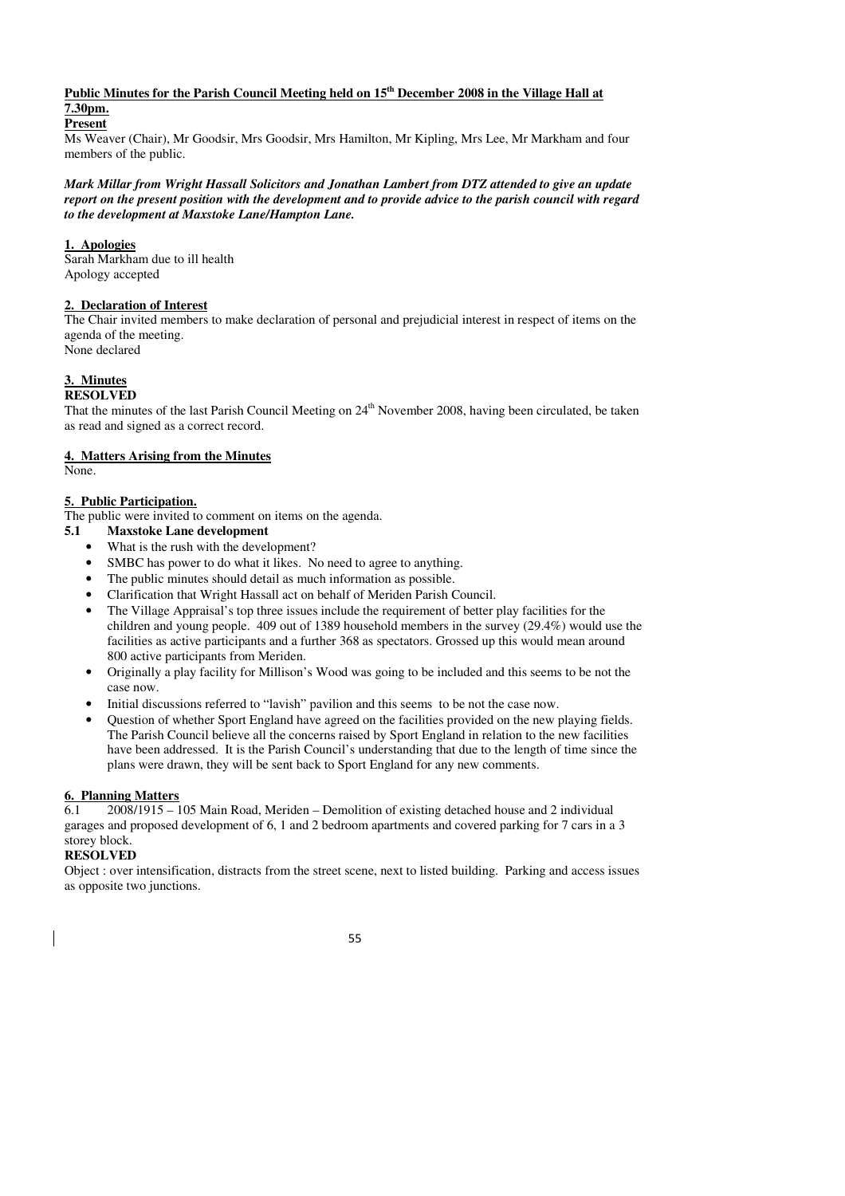**Public Minutes for the Parish Council Meeting held on 15th December 2008 in the Village Hall at 7.30pm.**

**Present**

Ms Weaver (Chair), Mr Goodsir, Mrs Goodsir, Mrs Hamilton, Mr Kipling, Mrs Lee, Mr Markham and four members of the public.

***Mark Millar from Wright Hassall Solicitors and Jonathan Lambert from DTZ attended to give an update report on the present position with the development and to provide advice to the parish council with regard to the development at Maxstoke Lane/Hampton Lane.***

**1. Apologies**

Sarah Markham due to ill health
Apology accepted

**2. Declaration of Interest**

The Chair invited members to make declaration of personal and prejudicial interest in respect of items on the agenda of the meeting.
None declared

**3. Minutes**

**RESOLVED**

That the minutes of the last Parish Council Meeting on 24th November 2008, having been circulated, be taken as read and signed as a correct record.

**4. Matters Arising from the Minutes**

None.

**5. Public Participation.**

The public were invited to comment on items on the agenda.

**5.1 Maxstoke Lane development**

- What is the rush with the development?
- SMBC has power to do what it likes. No need to agree to anything.
- The public minutes should detail as much information as possible.
- Clarification that Wright Hassall act on behalf of Meriden Parish Council.
- The Village Appraisal's top three issues include the requirement of better play facilities for the children and young people. 409 out of 1389 household members in the survey (29.4%) would use the facilities as active participants and a further 368 as spectators. Grossed up this would mean around 800 active participants from Meriden.
- Originally a play facility for Millison's Wood was going to be included and this seems to be not the case now.
- Initial discussions referred to "lavish" pavilion and this seems to be not the case now.
- Question of whether Sport England have agreed on the facilities provided on the new playing fields. The Parish Council believe all the concerns raised by Sport England in relation to the new facilities have been addressed. It is the Parish Council's understanding that due to the length of time since the plans were drawn, they will be sent back to Sport England for any new comments.

**6. Planning Matters**

6.1 2008/1915 – 105 Main Road, Meriden – Demolition of existing detached house and 2 individual garages and proposed development of 6, 1 and 2 bedroom apartments and covered parking for 7 cars in a 3 storey block.

**RESOLVED**

Object : over intensification, distracts from the street scene, next to listed building. Parking and access issues as opposite two junctions.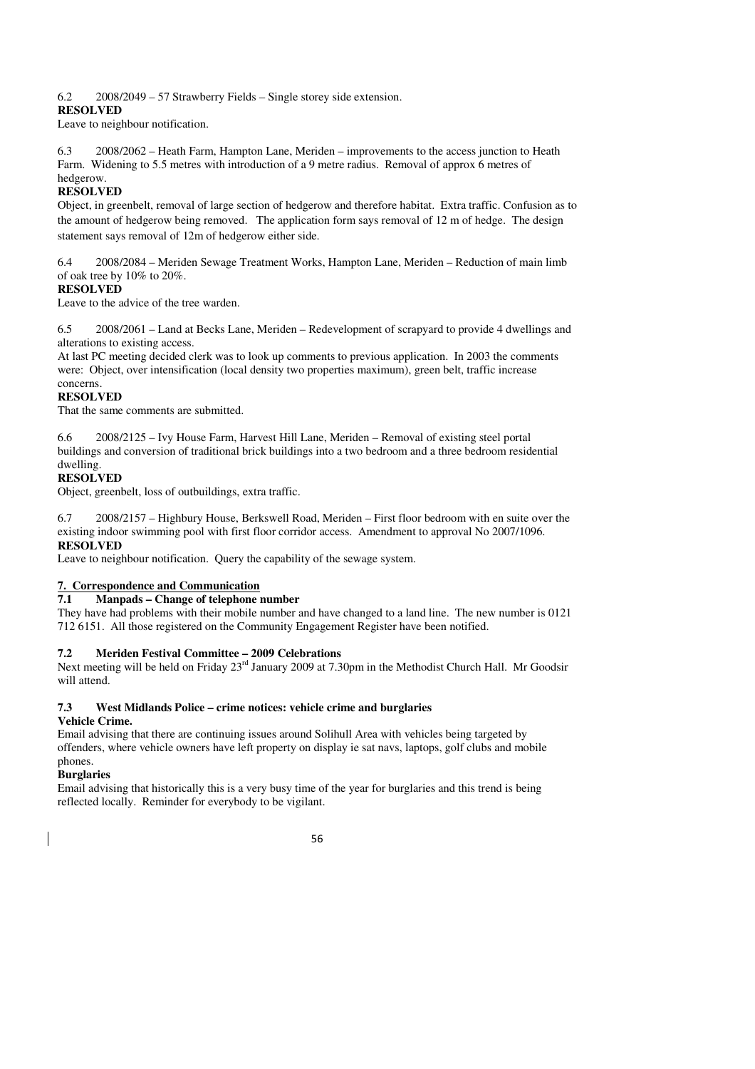6.2 2008/2049 – 57 Strawberry Fields – Single storey side extension.

**RESOLVED**

Leave to neighbour notification.

6.3 2008/2062 – Heath Farm, Hampton Lane, Meriden – improvements to the access junction to Heath Farm. Widening to 5.5 metres with introduction of a 9 metre radius. Removal of approx 6 metres of hedgerow.

**RESOLVED**

Object, in greenbelt, removal of large section of hedgerow and therefore habitat. Extra traffic. Confusion as to the amount of hedgerow being removed. The application form says removal of 12 m of hedge. The design statement says removal of 12m of hedgerow either side.

6.4 2008/2084 – Meriden Sewage Treatment Works, Hampton Lane, Meriden – Reduction of main limb of oak tree by 10% to 20%.

**RESOLVED**

Leave to the advice of the tree warden.

6.5 2008/2061 – Land at Becks Lane, Meriden – Redevelopment of scrapyard to provide 4 dwellings and alterations to existing access.

At last PC meeting decided clerk was to look up comments to previous application. In 2003 the comments were: Object, over intensification (local density two properties maximum), green belt, traffic increase concerns.

**RESOLVED**

That the same comments are submitted.

6.6 2008/2125 – Ivy House Farm, Harvest Hill Lane, Meriden – Removal of existing steel portal buildings and conversion of traditional brick buildings into a two bedroom and a three bedroom residential dwelling.

**RESOLVED**

Object, greenbelt, loss of outbuildings, extra traffic.

6.7 2008/2157 – Highbury House, Berkswell Road, Meriden – First floor bedroom with en suite over the existing indoor swimming pool with first floor corridor access. Amendment to approval No 2007/1096.

**RESOLVED**

Leave to neighbour notification. Query the capability of the sewage system.

## 7. Correspondence and Communication

### 7.1 Manpads – Change of telephone number

They have had problems with their mobile number and have changed to a land line. The new number is 0121 712 6151. All those registered on the Community Engagement Register have been notified.

### 7.2 Meriden Festival Committee – 2009 Celebrations

Next meeting will be held on Friday 23rd January 2009 at 7.30pm in the Methodist Church Hall. Mr Goodsir will attend.

### 7.3 West Midlands Police – crime notices: vehicle crime and burglaries

**Vehicle Crime.**

Email advising that there are continuing issues around Solihull Area with vehicles being targeted by offenders, where vehicle owners have left property on display ie sat navs, laptops, golf clubs and mobile phones.

**Burglaries**

Email advising that historically this is a very busy time of the year for burglaries and this trend is being reflected locally. Reminder for everybody to be vigilant.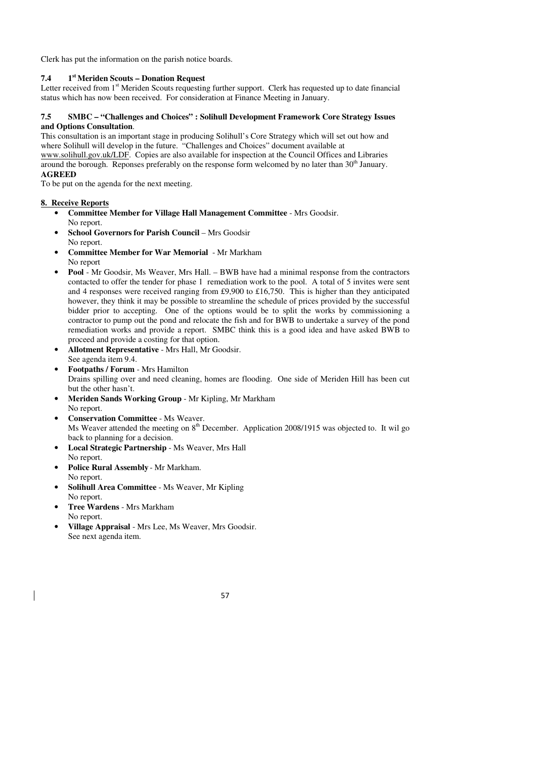Clerk has put the information on the parish notice boards.

### 7.4 1st Meriden Scouts – Donation Request

Letter received from 1st Meriden Scouts requesting further support. Clerk has requested up to date financial status which has now been received. For consideration at Finance Meeting in January.

### 7.5 SMBC – "Challenges and Choices" : Solihull Development Framework Core Strategy Issues and Options Consultation.

This consultation is an important stage in producing Solihull's Core Strategy which will set out how and where Solihull will develop in the future. "Challenges and Choices" document available at www.solihull.gov.uk/LDF. Copies are also available for inspection at the Council Offices and Libraries around the borough. Reponses preferably on the response form welcomed by no later than 30th January.

**AGREED**

To be put on the agenda for the next meeting.

## 8. Receive Reports

- **Committee Member for Village Hall Management Committee** - Mrs Goodsir.
  No report.
- **School Governors for Parish Council** – Mrs Goodsir
  No report.
- **Committee Member for War Memorial** - Mr Markham
  No report
- **Pool** - Mr Goodsir, Ms Weaver, Mrs Hall. – BWB have had a minimal response from the contractors contacted to offer the tender for phase 1 remediation work to the pool. A total of 5 invites were sent and 4 responses were received ranging from £9,900 to £16,750. This is higher than they anticipated however, they think it may be possible to streamline the schedule of prices provided by the successful bidder prior to accepting. One of the options would be to split the works by commissioning a contractor to pump out the pond and relocate the fish and for BWB to undertake a survey of the pond remediation works and provide a report. SMBC think this is a good idea and have asked BWB to proceed and provide a costing for that option.
- **Allotment Representative** - Mrs Hall, Mr Goodsir.
  See agenda item 9.4.
- **Footpaths / Forum** - Mrs Hamilton
  Drains spilling over and need cleaning, homes are flooding. One side of Meriden Hill has been cut but the other hasn't.
- **Meriden Sands Working Group** - Mr Kipling, Mr Markham
  No report.
- **Conservation Committee** - Ms Weaver.
  Ms Weaver attended the meeting on 8th December. Application 2008/1915 was objected to. It wil go back to planning for a decision.
- **Local Strategic Partnership** - Ms Weaver, Mrs Hall
  No report.
- **Police Rural Assembly** - Mr Markham.
  No report.
- **Solihull Area Committee** - Ms Weaver, Mr Kipling
  No report.
- **Tree Wardens** - Mrs Markham
  No report.
- **Village Appraisal** - Mrs Lee, Ms Weaver, Mrs Goodsir.
  See next agenda item.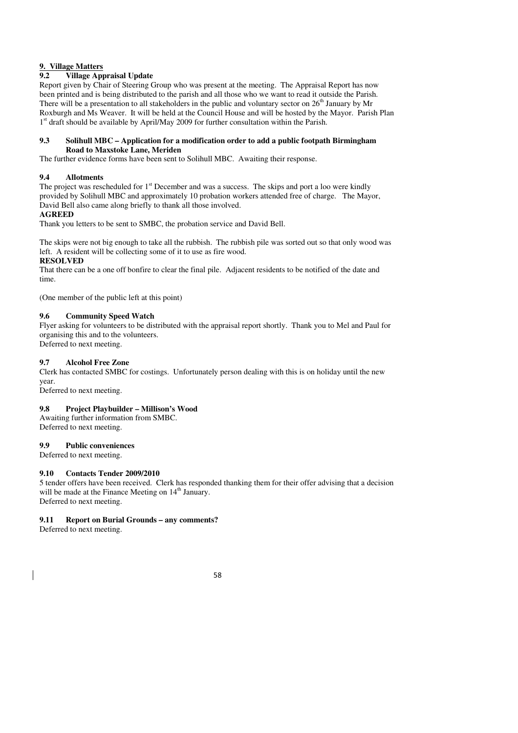## 9. Village Matters

### 9.2 Village Appraisal Update

Report given by Chair of Steering Group who was present at the meeting. The Appraisal Report has now been printed and is being distributed to the parish and all those who we want to read it outside the Parish. There will be a presentation to all stakeholders in the public and voluntary sector on 26th January by Mr Roxburgh and Ms Weaver. It will be held at the Council House and will be hosted by the Mayor. Parish Plan 1st draft should be available by April/May 2009 for further consultation within the Parish.

### 9.3 Solihull MBC – Application for a modification order to add a public footpath Birmingham Road to Maxstoke Lane, Meriden

The further evidence forms have been sent to Solihull MBC. Awaiting their response.

### 9.4 Allotments

The project was rescheduled for 1st December and was a success. The skips and port a loo were kindly provided by Solihull MBC and approximately 10 probation workers attended free of charge. The Mayor, David Bell also came along briefly to thank all those involved.

**AGREED**

Thank you letters to be sent to SMBC, the probation service and David Bell.

The skips were not big enough to take all the rubbish. The rubbish pile was sorted out so that only wood was left. A resident will be collecting some of it to use as fire wood.

**RESOLVED**

That there can be a one off bonfire to clear the final pile. Adjacent residents to be notified of the date and time.

(One member of the public left at this point)

### 9.6 Community Speed Watch

Flyer asking for volunteers to be distributed with the appraisal report shortly. Thank you to Mel and Paul for organising this and to the volunteers.
Deferred to next meeting.

### 9.7 Alcohol Free Zone

Clerk has contacted SMBC for costings. Unfortunately person dealing with this is on holiday until the new year.
Deferred to next meeting.

### 9.8 Project Playbuilder – Millison's Wood

Awaiting further information from SMBC.
Deferred to next meeting.

### 9.9 Public conveniences

Deferred to next meeting.

### 9.10 Contacts Tender 2009/2010

5 tender offers have been received. Clerk has responded thanking them for their offer advising that a decision will be made at the Finance Meeting on 14th January.
Deferred to next meeting.

### 9.11 Report on Burial Grounds – any comments?

Deferred to next meeting.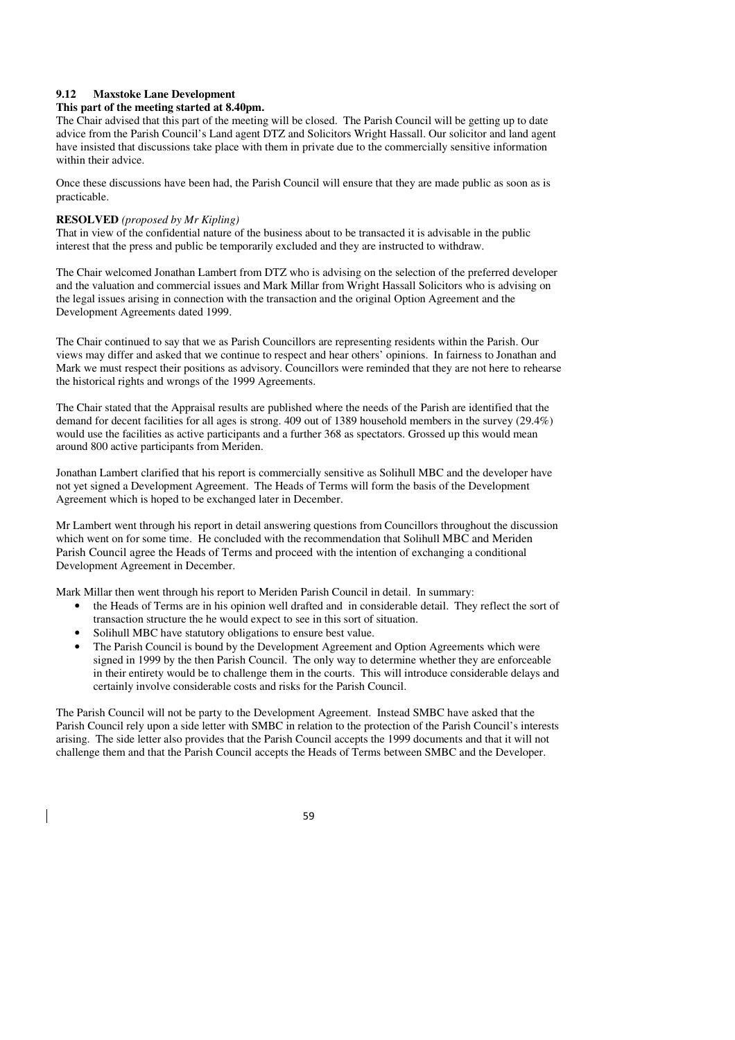### 9.12 Maxstoke Lane Development

**This part of the meeting started at 8.40pm.**

The Chair advised that this part of the meeting will be closed. The Parish Council will be getting up to date advice from the Parish Council's Land agent DTZ and Solicitors Wright Hassall. Our solicitor and land agent have insisted that discussions take place with them in private due to the commercially sensitive information within their advice.

Once these discussions have been had, the Parish Council will ensure that they are made public as soon as is practicable.

**RESOLVED** *(proposed by Mr Kipling)*

That in view of the confidential nature of the business about to be transacted it is advisable in the public interest that the press and public be temporarily excluded and they are instructed to withdraw.

The Chair welcomed Jonathan Lambert from DTZ who is advising on the selection of the preferred developer and the valuation and commercial issues and Mark Millar from Wright Hassall Solicitors who is advising on the legal issues arising in connection with the transaction and the original Option Agreement and the Development Agreements dated 1999.

The Chair continued to say that we as Parish Councillors are representing residents within the Parish. Our views may differ and asked that we continue to respect and hear others' opinions. In fairness to Jonathan and Mark we must respect their positions as advisory. Councillors were reminded that they are not here to rehearse the historical rights and wrongs of the 1999 Agreements.

The Chair stated that the Appraisal results are published where the needs of the Parish are identified that the demand for decent facilities for all ages is strong. 409 out of 1389 household members in the survey (29.4%) would use the facilities as active participants and a further 368 as spectators. Grossed up this would mean around 800 active participants from Meriden.

Jonathan Lambert clarified that his report is commercially sensitive as Solihull MBC and the developer have not yet signed a Development Agreement. The Heads of Terms will form the basis of the Development Agreement which is hoped to be exchanged later in December.

Mr Lambert went through his report in detail answering questions from Councillors throughout the discussion which went on for some time. He concluded with the recommendation that Solihull MBC and Meriden Parish Council agree the Heads of Terms and proceed with the intention of exchanging a conditional Development Agreement in December.

Mark Millar then went through his report to Meriden Parish Council in detail. In summary:

- the Heads of Terms are in his opinion well drafted and in considerable detail. They reflect the sort of transaction structure the he would expect to see in this sort of situation.
- Solihull MBC have statutory obligations to ensure best value.
- The Parish Council is bound by the Development Agreement and Option Agreements which were signed in 1999 by the then Parish Council. The only way to determine whether they are enforceable in their entirety would be to challenge them in the courts. This will introduce considerable delays and certainly involve considerable costs and risks for the Parish Council.

The Parish Council will not be party to the Development Agreement. Instead SMBC have asked that the Parish Council rely upon a side letter with SMBC in relation to the protection of the Parish Council's interests arising. The side letter also provides that the Parish Council accepts the 1999 documents and that it will not challenge them and that the Parish Council accepts the Heads of Terms between SMBC and the Developer.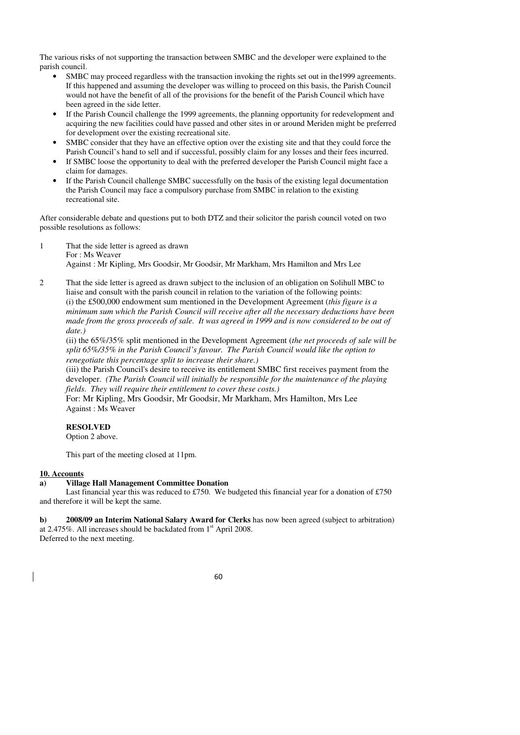The various risks of not supporting the transaction between SMBC and the developer were explained to the parish council.

- SMBC may proceed regardless with the transaction invoking the rights set out in the1999 agreements. If this happened and assuming the developer was willing to proceed on this basis, the Parish Council would not have the benefit of all of the provisions for the benefit of the Parish Council which have been agreed in the side letter.
- If the Parish Council challenge the 1999 agreements, the planning opportunity for redevelopment and acquiring the new facilities could have passed and other sites in or around Meriden might be preferred for development over the existing recreational site.
- SMBC consider that they have an effective option over the existing site and that they could force the Parish Council's hand to sell and if successful, possibly claim for any losses and their fees incurred.
- If SMBC loose the opportunity to deal with the preferred developer the Parish Council might face a claim for damages.
- If the Parish Council challenge SMBC successfully on the basis of the existing legal documentation the Parish Council may face a compulsory purchase from SMBC in relation to the existing recreational site.

After considerable debate and questions put to both DTZ and their solicitor the parish council voted on two possible resolutions as follows:

1. That the side letter is agreed as drawn
   For : Ms Weaver
   Against : Mr Kipling, Mrs Goodsir, Mr Goodsir, Mr Markham, Mrs Hamilton and Mrs Lee

2. That the side letter is agreed as drawn subject to the inclusion of an obligation on Solihull MBC to liaise and consult with the parish council in relation to the variation of the following points:
   (i) the £500,000 endowment sum mentioned in the Development Agreement (*this figure is a minimum sum which the Parish Council will receive after all the necessary deductions have been made from the gross proceeds of sale. It was agreed in 1999 and is now considered to be out of date.)*
   (ii) the 65%/35% split mentioned in the Development Agreement (*the net proceeds of sale will be split 65%/35% in the Parish Council's favour. The Parish Council would like the option to renegotiate this percentage split to increase their share.)*
   (iii) the Parish Council's desire to receive its entitlement SMBC first receives payment from the developer. *(The Parish Council will initially be responsible for the maintenance of the playing fields. They will require their entitlement to cover these costs.)*
   For: Mr Kipling, Mrs Goodsir, Mr Goodsir, Mr Markham, Mrs Hamilton, Mrs Lee
   Against : Ms Weaver

   **RESOLVED**
   Option 2 above.

   This part of the meeting closed at 11pm.

**10. Accounts**

**a) Village Hall Management Committee Donation**

Last financial year this was reduced to £750. We budgeted this financial year for a donation of £750 and therefore it will be kept the same.

**b) 2008/09 an Interim National Salary Award for Clerks** has now been agreed (subject to arbitration) at 2.475%. All increases should be backdated from 1st April 2008.
Deferred to the next meeting.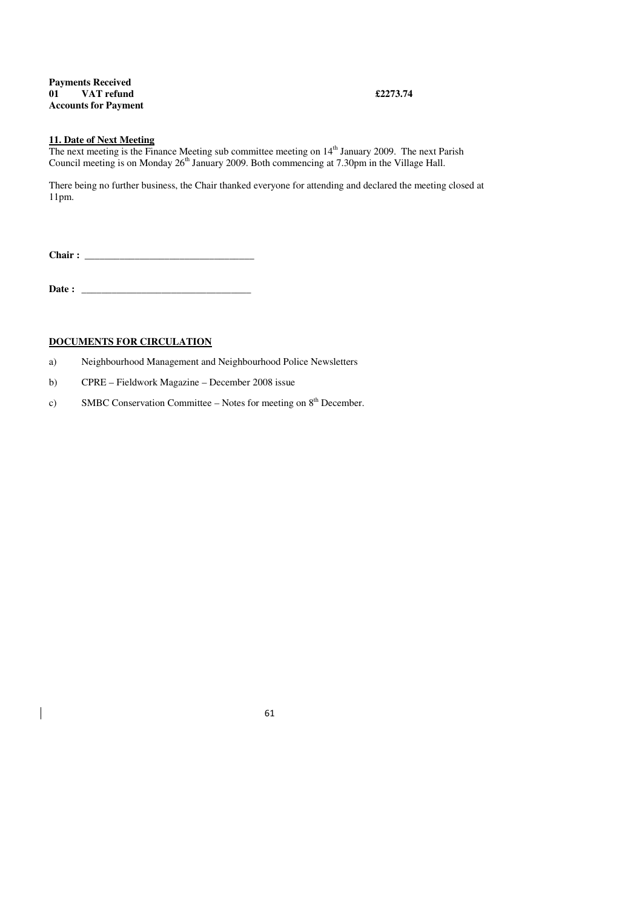**Payments Received**

| | | |
|---|---|---|
| **01** | **VAT refund** | **£2273.74** |

**Accounts for Payment**

**11. Date of Next Meeting**

The next meeting is the Finance Meeting sub committee meeting on 14th January 2009. The next Parish Council meeting is on Monday 26th January 2009. Both commencing at 7.30pm in the Village Hall.

There being no further business, the Chair thanked everyone for attending and declared the meeting closed at 11pm.

**Chair :** _________________________________

**Date :** _________________________________

**DOCUMENTS FOR CIRCULATION**

a) Neighbourhood Management and Neighbourhood Police Newsletters

b) CPRE – Fieldwork Magazine – December 2008 issue

c) SMBC Conservation Committee – Notes for meeting on 8th December.